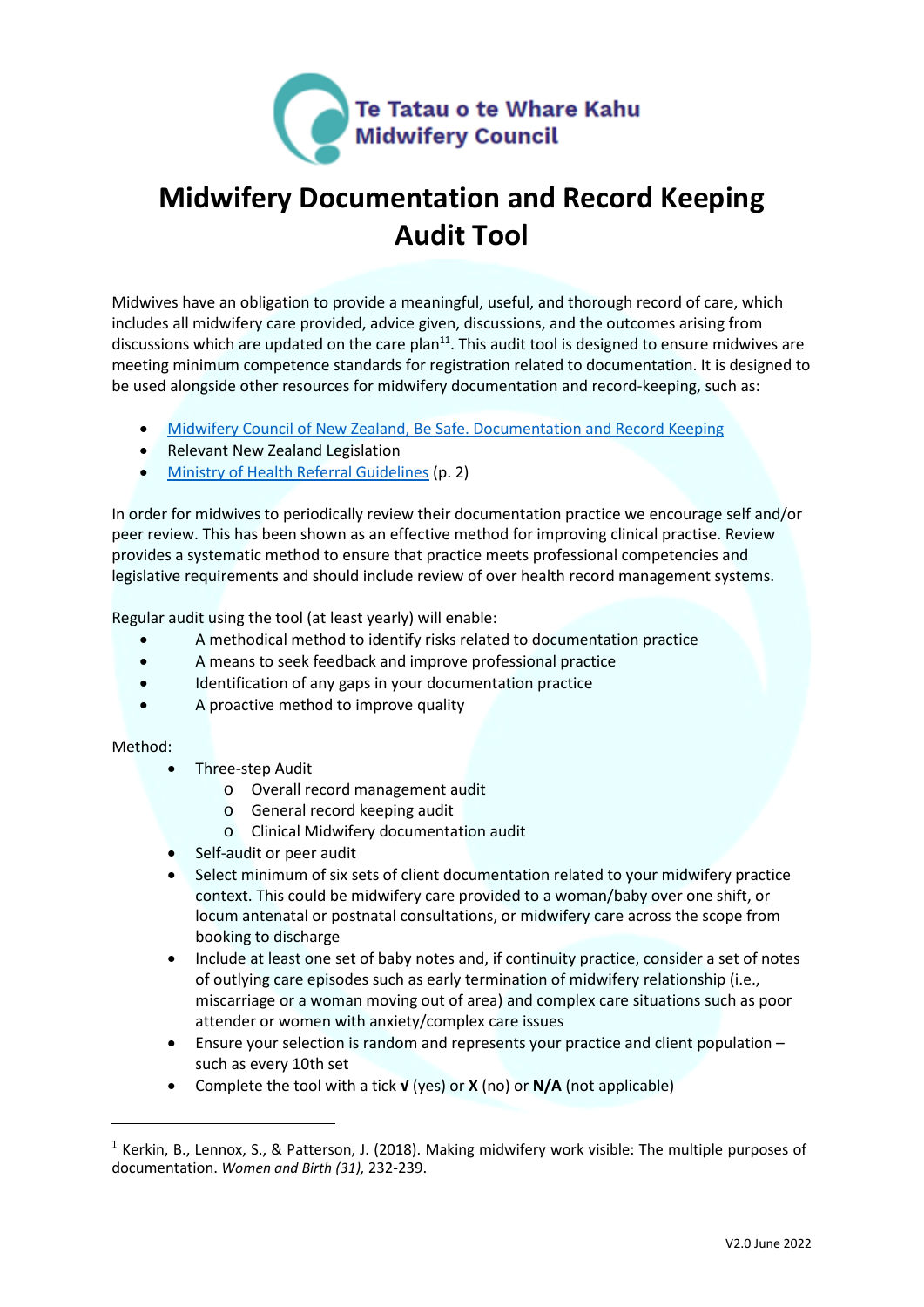Te Tatau o te Whare Kahu
Midwifery Council

# Midwifery Documentation and Record Keeping Audit Tool

Midwives have an obligation to provide a meaningful, useful, and thorough record of care, which includes all midwifery care provided, advice given, discussions, and the outcomes arising from discussions which are updated on the care plan[11]. This audit tool is designed to ensure midwives are meeting minimum competence standards for registration related to documentation. It is designed to be used alongside other resources for midwifery documentation and record-keeping, such as:

- [Midwifery Council of New Zealand, Be Safe. Documentation and Record Keeping]()
- Relevant New Zealand Legislation
- [Ministry of Health Referral Guidelines]() (p. 2)

In order for midwives to periodically review their documentation practice we encourage self and/or peer review. This has been shown as an effective method for improving clinical practise. Review provides a systematic method to ensure that practice meets professional competencies and legislative requirements and should include review of over health record management systems.

Regular audit using the tool (at least yearly) will enable:

- A methodical method to identify risks related to documentation practice
- A means to seek feedback and improve professional practice
- Identification of any gaps in your documentation practice
- A proactive method to improve quality

Method:

- Three-step Audit
  - Overall record management audit
  - General record keeping audit
  - Clinical Midwifery documentation audit
- Self-audit or peer audit
- Select minimum of six sets of client documentation related to your midwifery practice context. This could be midwifery care provided to a woman/baby over one shift, or locum antenatal or postnatal consultations, or midwifery care across the scope from booking to discharge
- Include at least one set of baby notes and, if continuity practice, consider a set of notes of outlying care episodes such as early termination of midwifery relationship (i.e., miscarriage or a woman moving out of area) and complex care situations such as poor attender or women with anxiety/complex care issues
- Ensure your selection is random and represents your practice and client population – such as every 10th set
- Complete the tool with a tick **√** (yes) or **X** (no) or **N/A** (not applicable)

[1] Kerkin, B., Lennox, S., & Patterson, J. (2018). Making midwifery work visible: The multiple purposes of documentation. *Women and Birth (31),* 232-239.

V2.0 June 2022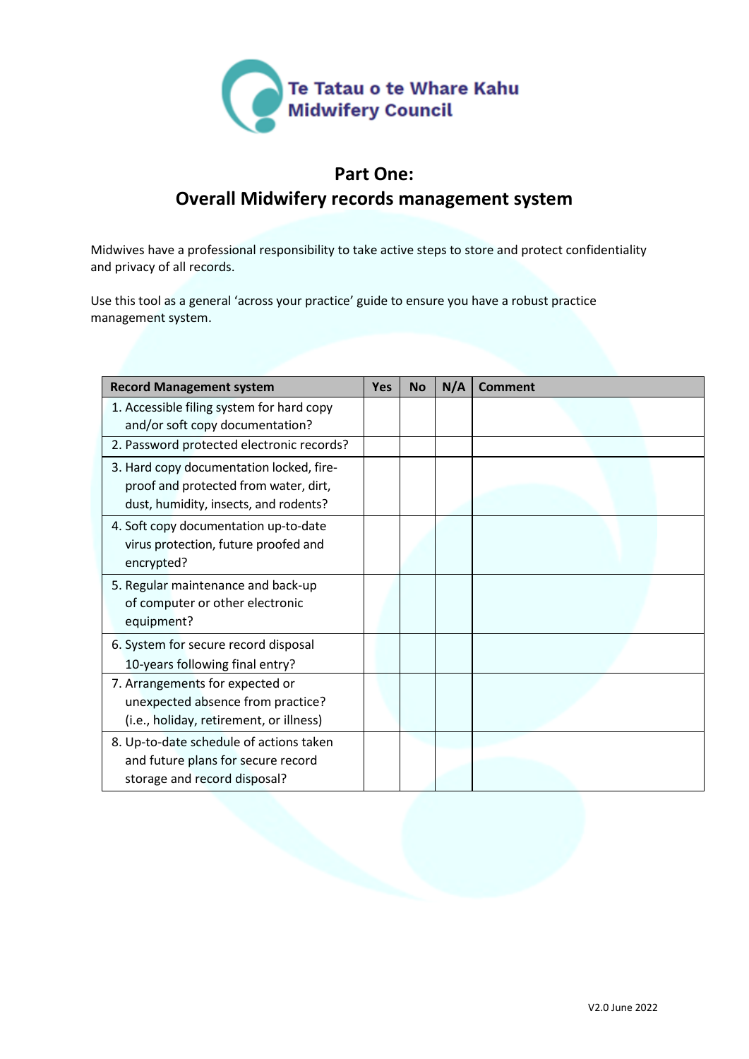Te Tatau o te Whare Kahu
Midwifery Council

# Part One:
# Overall Midwifery records management system

Midwives have a professional responsibility to take active steps to store and protect confidentiality and privacy of all records.

Use this tool as a general 'across your practice' guide to ensure you have a robust practice management system.

| Record Management system | Yes | No | N/A | Comment |
|---|---|---|---|---|
| 1. Accessible filing system for hard copy and/or soft copy documentation? | | | | |
| 2. Password protected electronic records? | | | | |
| 3. Hard copy documentation locked, fire-proof and protected from water, dirt, dust, humidity, insects, and rodents? | | | | |
| 4. Soft copy documentation up-to-date virus protection, future proofed and encrypted? | | | | |
| 5. Regular maintenance and back-up of computer or other electronic equipment? | | | | |
| 6. System for secure record disposal 10-years following final entry? | | | | |
| 7. Arrangements for expected or unexpected absence from practice? (i.e., holiday, retirement, or illness) | | | | |
| 8. Up-to-date schedule of actions taken and future plans for secure record storage and record disposal? | | | | |

V2.0 June 2022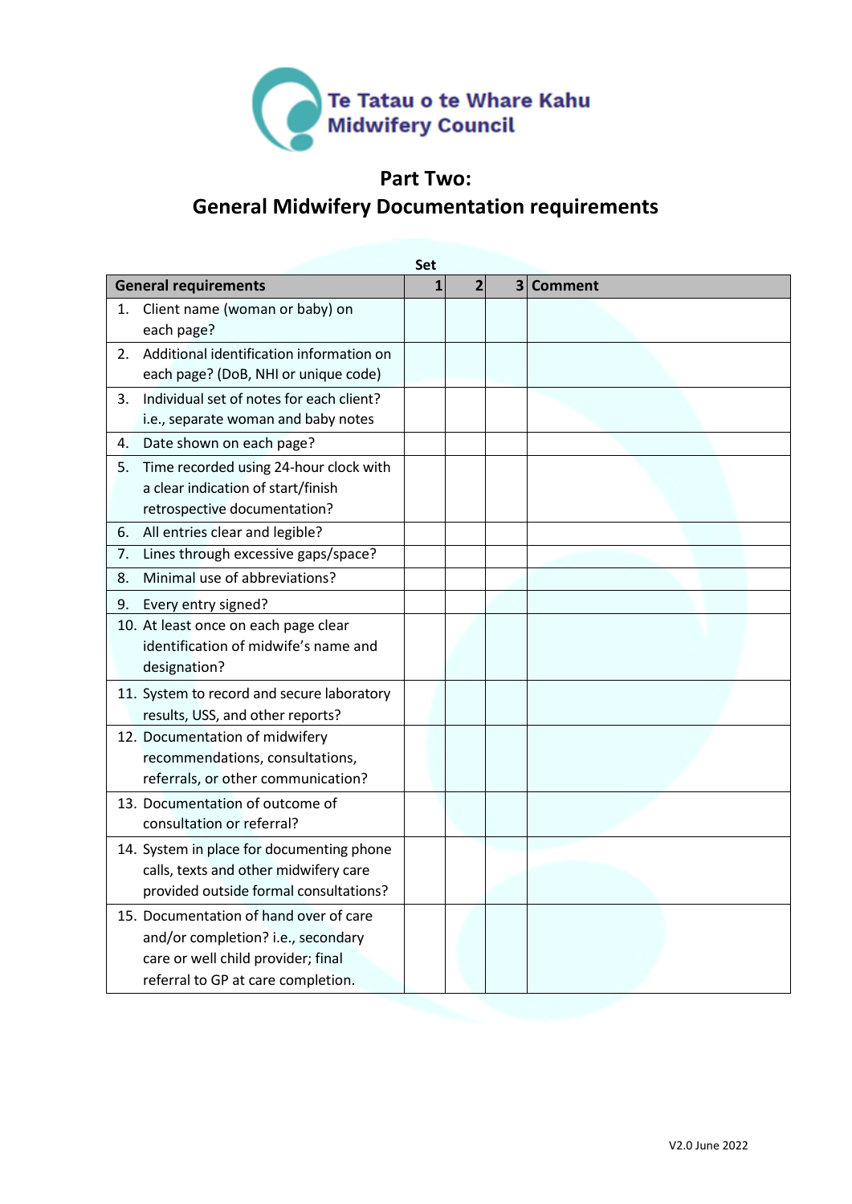Te Tatau o te Whare Kahu
Midwifery Council

# Part Two:
# General Midwifery Documentation requirements

| General requirements | Set 1 | 2 | 3 | Comment |
|---|---|---|---|---|
| 1. Client name (woman or baby) on each page? | | | | |
| 2. Additional identification information on each page? (DoB, NHI or unique code) | | | | |
| 3. Individual set of notes for each client? i.e., separate woman and baby notes | | | | |
| 4. Date shown on each page? | | | | |
| 5. Time recorded using 24-hour clock with a clear indication of start/finish retrospective documentation? | | | | |
| 6. All entries clear and legible? | | | | |
| 7. Lines through excessive gaps/space? | | | | |
| 8. Minimal use of abbreviations? | | | | |
| 9. Every entry signed? | | | | |
| 10. At least once on each page clear identification of midwife's name and designation? | | | | |
| 11. System to record and secure laboratory results, USS, and other reports? | | | | |
| 12. Documentation of midwifery recommendations, consultations, referrals, or other communication? | | | | |
| 13. Documentation of outcome of consultation or referral? | | | | |
| 14. System in place for documenting phone calls, texts and other midwifery care provided outside formal consultations? | | | | |
| 15. Documentation of hand over of care and/or completion? i.e., secondary care or well child provider; final referral to GP at care completion. | | | | |

V2.0 June 2022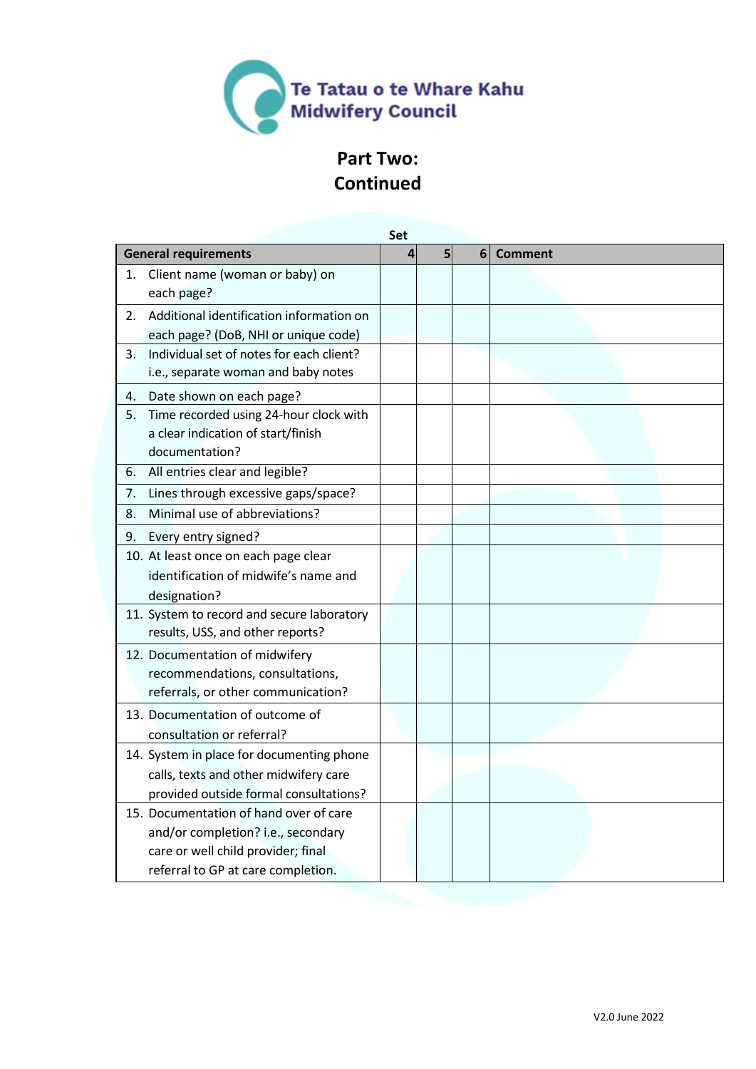Te Tatau o te Whare Kahu
Midwifery Council

# Part Two:
# Continued

| General requirements | Set 4 | 5 | 6 | Comment |
|---|---|---|---|---|
| 1. Client name (woman or baby) on each page? | | | | |
| 2. Additional identification information on each page? (DoB, NHI or unique code) | | | | |
| 3. Individual set of notes for each client? i.e., separate woman and baby notes | | | | |
| 4. Date shown on each page? | | | | |
| 5. Time recorded using 24-hour clock with a clear indication of start/finish documentation? | | | | |
| 6. All entries clear and legible? | | | | |
| 7. Lines through excessive gaps/space? | | | | |
| 8. Minimal use of abbreviations? | | | | |
| 9. Every entry signed? | | | | |
| 10. At least once on each page clear identification of midwife's name and designation? | | | | |
| 11. System to record and secure laboratory results, USS, and other reports? | | | | |
| 12. Documentation of midwifery recommendations, consultations, referrals, or other communication? | | | | |
| 13. Documentation of outcome of consultation or referral? | | | | |
| 14. System in place for documenting phone calls, texts and other midwifery care provided outside formal consultations? | | | | |
| 15. Documentation of hand over of care and/or completion? i.e., secondary care or well child provider; final referral to GP at care completion. | | | | |

V2.0 June 2022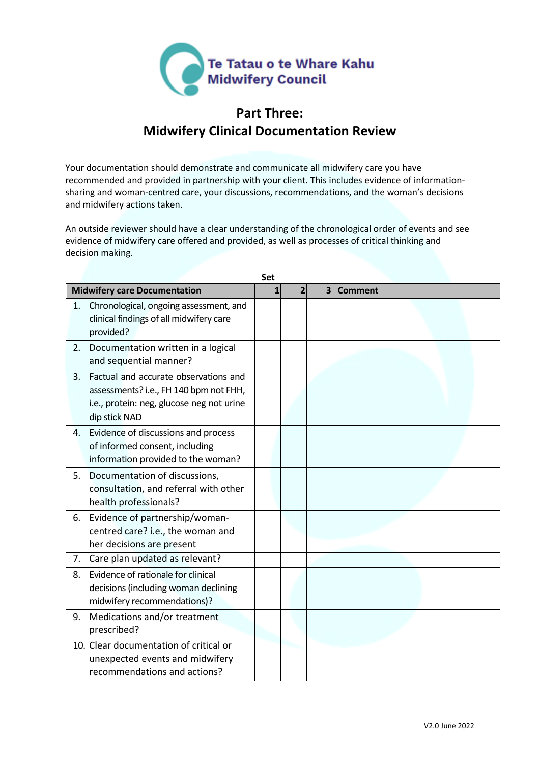Te Tatau o te Whare Kahu
Midwifery Council

# Part Three:
# Midwifery Clinical Documentation Review

Your documentation should demonstrate and communicate all midwifery care you have recommended and provided in partnership with your client. This includes evidence of information-sharing and woman-centred care, your discussions, recommendations, and the woman's decisions and midwifery actions taken.

An outside reviewer should have a clear understanding of the chronological order of events and see evidence of midwifery care offered and provided, as well as processes of critical thinking and decision making.

| Midwifery care Documentation | Set 1 | Set 2 | Set 3 | Comment |
|---|---|---|---|---|
| 1. Chronological, ongoing assessment, and clinical findings of all midwifery care provided? | | | | |
| 2. Documentation written in a logical and sequential manner? | | | | |
| 3. Factual and accurate observations and assessments? i.e., FH 140 bpm not FHH, i.e., protein: neg, glucose neg not urine dip stick NAD | | | | |
| 4. Evidence of discussions and process of informed consent, including information provided to the woman? | | | | |
| 5. Documentation of discussions, consultation, and referral with other health professionals? | | | | |
| 6. Evidence of partnership/woman-centred care? i.e., the woman and her decisions are present | | | | |
| 7. Care plan updated as relevant? | | | | |
| 8. Evidence of rationale for clinical decisions (including woman declining midwifery recommendations)? | | | | |
| 9. Medications and/or treatment prescribed? | | | | |
| 10. Clear documentation of critical or unexpected events and midwifery recommendations and actions? | | | | |

V2.0 June 2022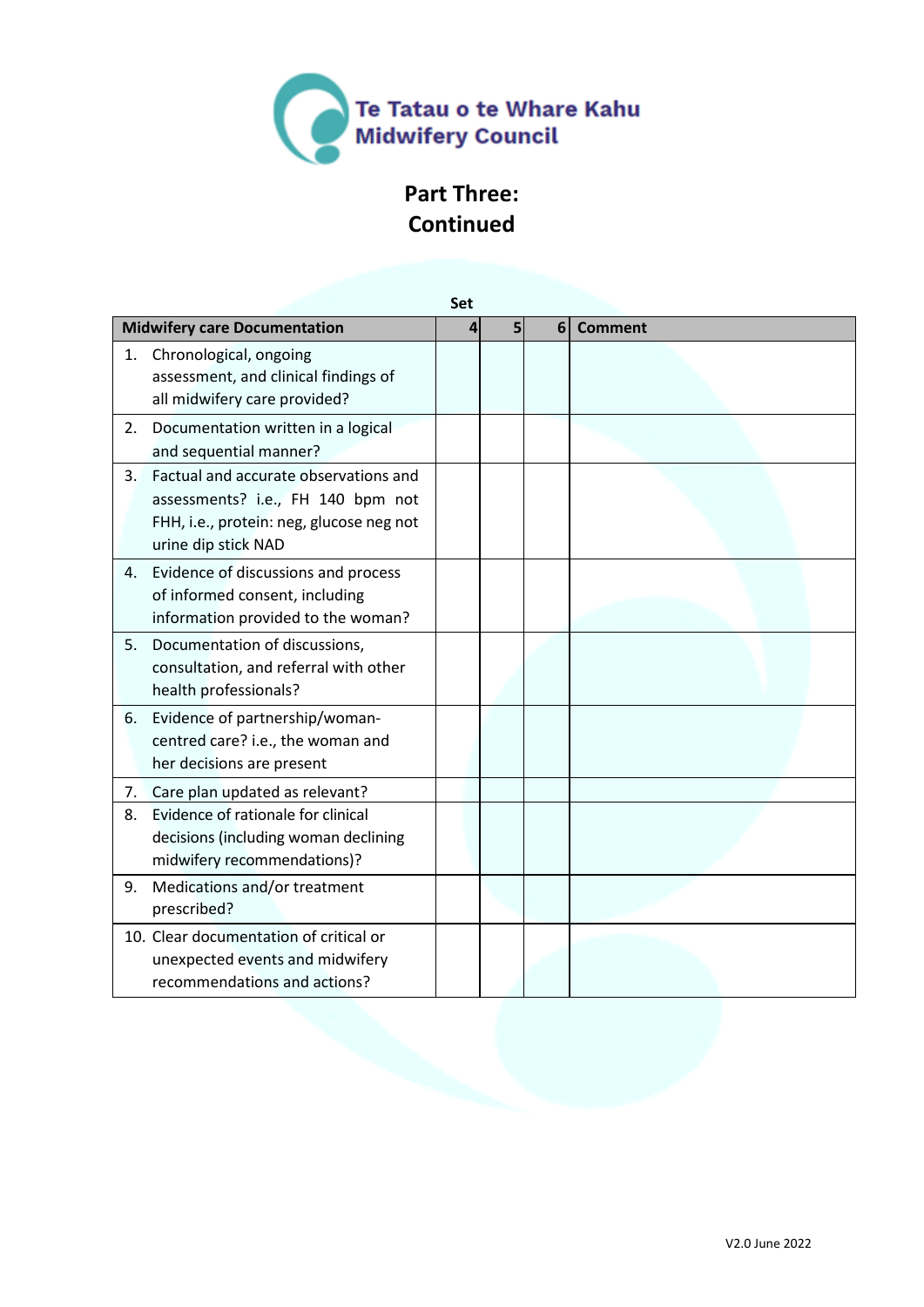Te Tatau o te Whare Kahu
Midwifery Council

# Part Three:
# Continued

| | Set | | | |
|---|---|---|---|---|
| **Midwifery care Documentation** | **4** | **5** | **6** | **Comment** |
| 1. Chronological, ongoing assessment, and clinical findings of all midwifery care provided? | | | | |
| 2. Documentation written in a logical and sequential manner? | | | | |
| 3. Factual and accurate observations and assessments? i.e., FH 140 bpm not FHH, i.e., protein: neg, glucose neg not urine dip stick NAD | | | | |
| 4. Evidence of discussions and process of informed consent, including information provided to the woman? | | | | |
| 5. Documentation of discussions, consultation, and referral with other health professionals? | | | | |
| 6. Evidence of partnership/woman-centred care? i.e., the woman and her decisions are present | | | | |
| 7. Care plan updated as relevant? | | | | |
| 8. Evidence of rationale for clinical decisions (including woman declining midwifery recommendations)? | | | | |
| 9. Medications and/or treatment prescribed? | | | | |
| 10. Clear documentation of critical or unexpected events and midwifery recommendations and actions? | | | | |

V2.0 June 2022